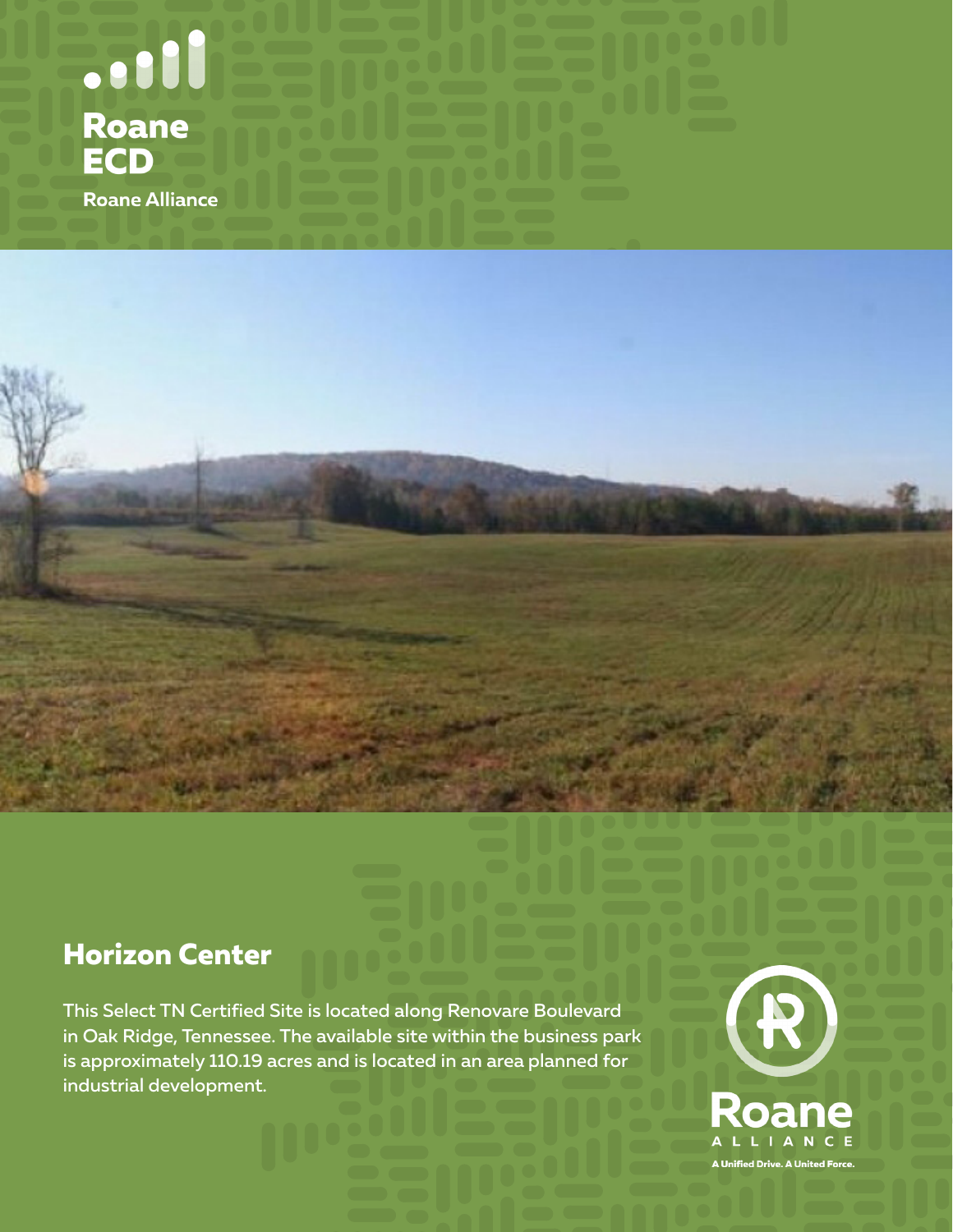Roane ECD

Roane Alliance

# Horizon Center

This Select TN Certified Site is located along Renovare Boulevard in Oak Ridge, Tennessee. The available site within the business park is approximately 110.19 acres and is located in an area planned for industrial development.

Roane ALLIANCE

A Unified Drive. A United Force.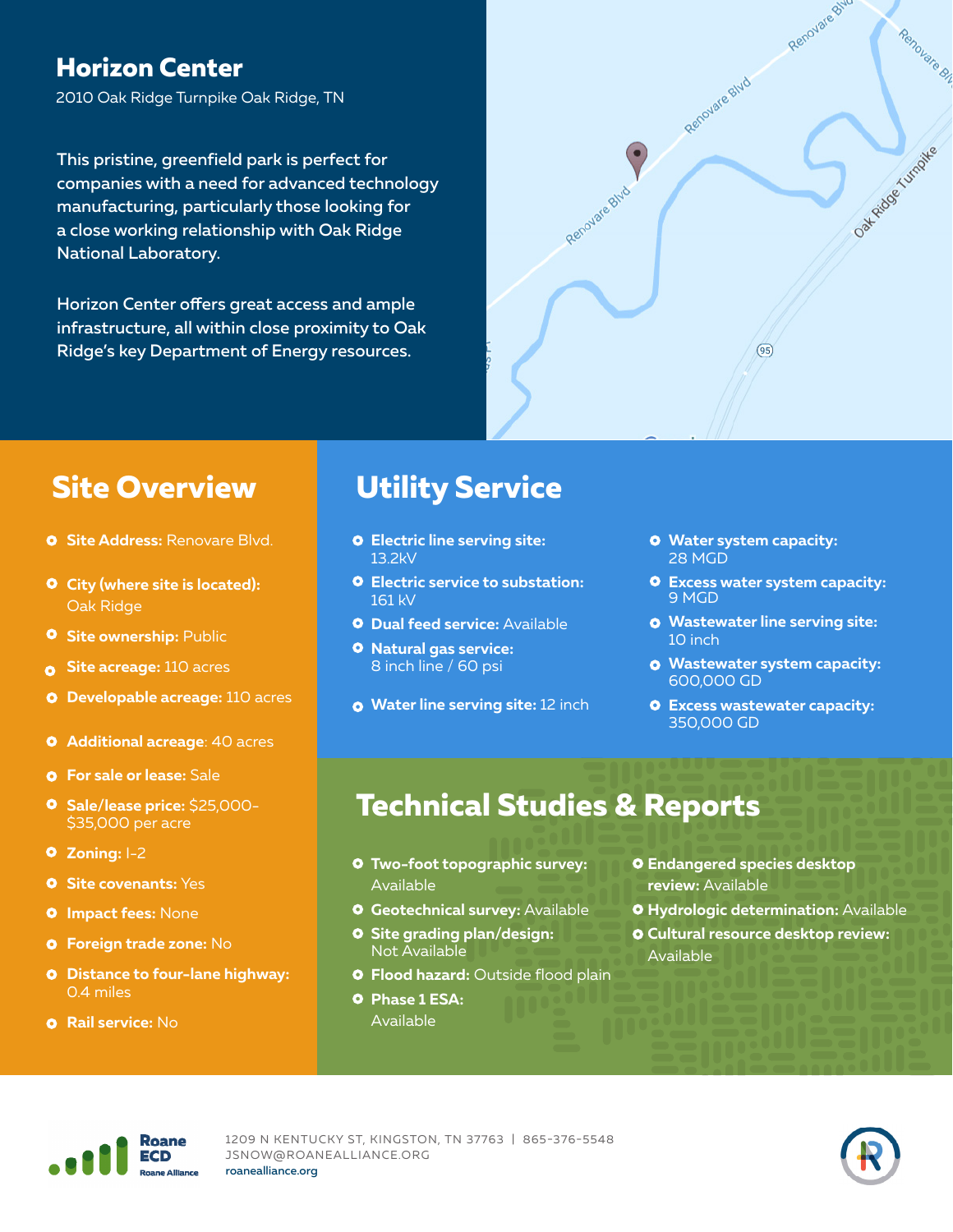# Horizon Center

2010 Oak Ridge Turnpike Oak Ridge, TN

This pristine, greenfield park is perfect for companies with a need for advanced technology manufacturing, particularly those looking for a close working relationship with Oak Ridge National Laboratory.

Horizon Center offers great access and ample infrastructure, all within close proximity to Oak Ridge's key Department of Energy resources.

Renovare Blvd
Oak Ridge Turnpike
95

## Site Overview

- **Site Address:** Renovare Blvd.
- **City (where site is located):** Oak Ridge
- **Site ownership:** Public
- **Site acreage:** 110 acres
- **Developable acreage:** 110 acres
- **Additional acreage**: 40 acres
- **For sale or lease:** Sale
- **Sale/lease price:** $25,000-$35,000 per acre
- **Zoning:** I-2
- **Site covenants:** Yes
- **Impact fees:** None
- **Foreign trade zone:** No
- **Distance to four-lane highway:** 0.4 miles
- **Rail service:** No

## Utility Service

- **Electric line serving site:** 13.2kV
- **Electric service to substation:** 161 kV
- **Dual feed service:** Available
- **Natural gas service:** 8 inch line / 60 psi
- **Water line serving site:** 12 inch
- **Water system capacity:** 28 MGD
- **Excess water system capacity:** 9 MGD
- **Wastewater line serving site:** 10 inch
- **Wastewater system capacity:** 600,000 GD
- **Excess wastewater capacity:** 350,000 GD

## Technical Studies & Reports

- **Two-foot topographic survey:** Available
- **Geotechnical survey:** Available
- **Site grading plan/design:** Not Available
- **Flood hazard:** Outside flood plain
- **Phase 1 ESA:** Available
- **Endangered species desktop review:** Available
- **Hydrologic determination:** Available
- **Cultural resource desktop review:** Available

Roane ECD
Roane Alliance

1209 N KENTUCKY ST, KINGSTON, TN 37763 | 865-376-5548
JSNOW@ROANEALLIANCE.ORG
roanealliance.org